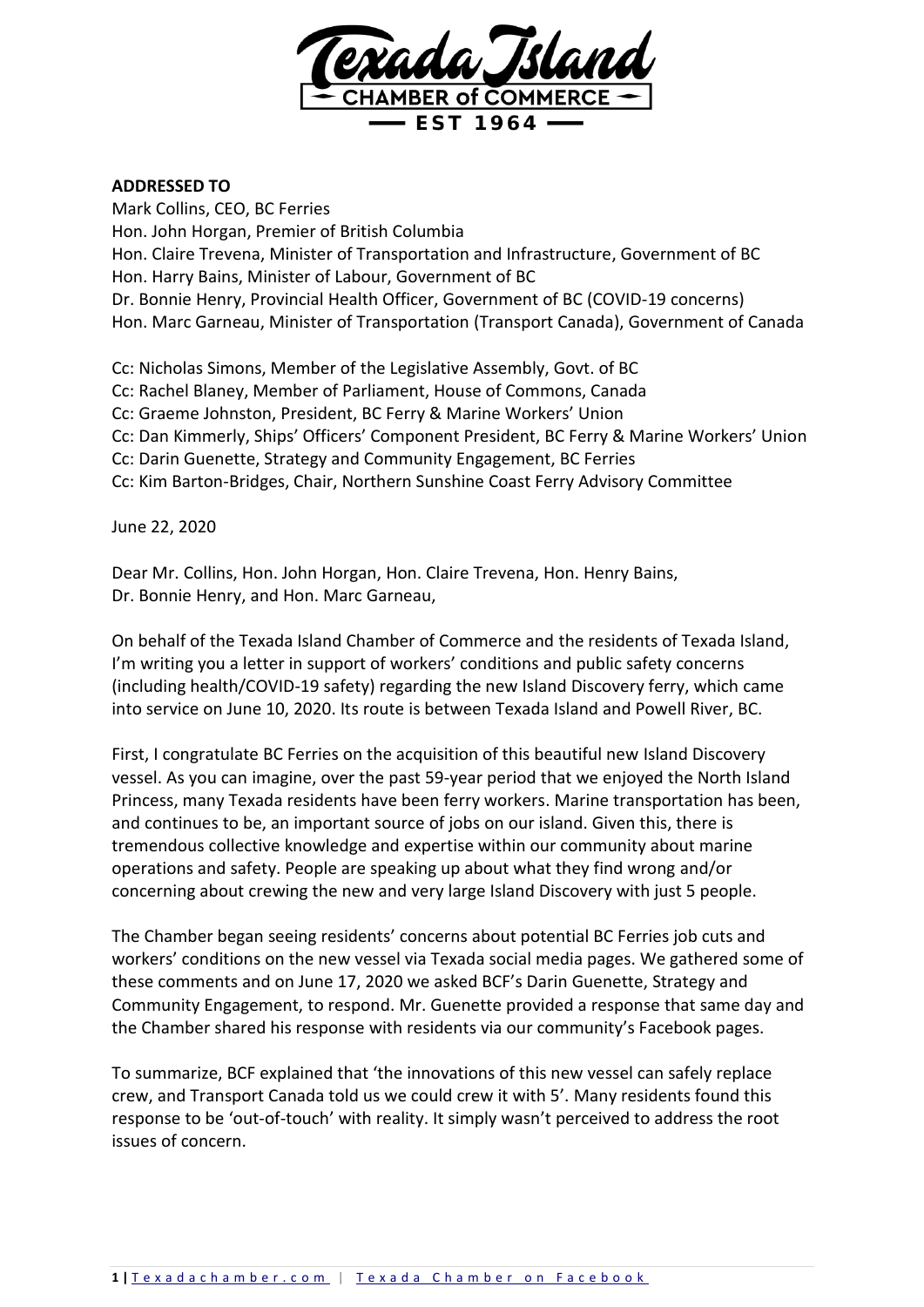Texada Island
CHAMBER of COMMERCE
EST 1964

**ADDRESSED TO**

Mark Collins, CEO, BC Ferries
Hon. John Horgan, Premier of British Columbia
Hon. Claire Trevena, Minister of Transportation and Infrastructure, Government of BC
Hon. Harry Bains, Minister of Labour, Government of BC
Dr. Bonnie Henry, Provincial Health Officer, Government of BC (COVID-19 concerns)
Hon. Marc Garneau, Minister of Transportation (Transport Canada), Government of Canada

Cc: Nicholas Simons, Member of the Legislative Assembly, Govt. of BC
Cc: Rachel Blaney, Member of Parliament, House of Commons, Canada
Cc: Graeme Johnston, President, BC Ferry & Marine Workers' Union
Cc: Dan Kimmerly, Ships' Officers' Component President, BC Ferry & Marine Workers' Union
Cc: Darin Guenette, Strategy and Community Engagement, BC Ferries
Cc: Kim Barton-Bridges, Chair, Northern Sunshine Coast Ferry Advisory Committee

June 22, 2020

Dear Mr. Collins, Hon. John Horgan, Hon. Claire Trevena, Hon. Henry Bains,
Dr. Bonnie Henry, and Hon. Marc Garneau,

On behalf of the Texada Island Chamber of Commerce and the residents of Texada Island, I'm writing you a letter in support of workers' conditions and public safety concerns (including health/COVID-19 safety) regarding the new Island Discovery ferry, which came into service on June 10, 2020. Its route is between Texada Island and Powell River, BC.

First, I congratulate BC Ferries on the acquisition of this beautiful new Island Discovery vessel. As you can imagine, over the past 59-year period that we enjoyed the North Island Princess, many Texada residents have been ferry workers. Marine transportation has been, and continues to be, an important source of jobs on our island. Given this, there is tremendous collective knowledge and expertise within our community about marine operations and safety. People are speaking up about what they find wrong and/or concerning about crewing the new and very large Island Discovery with just 5 people.

The Chamber began seeing residents' concerns about potential BC Ferries job cuts and workers' conditions on the new vessel via Texada social media pages. We gathered some of these comments and on June 17, 2020 we asked BCF's Darin Guenette, Strategy and Community Engagement, to respond. Mr. Guenette provided a response that same day and the Chamber shared his response with residents via our community's Facebook pages.

To summarize, BCF explained that 'the innovations of this new vessel can safely replace crew, and Transport Canada told us we could crew it with 5'. Many residents found this response to be 'out-of-touch' with reality. It simply wasn't perceived to address the root issues of concern.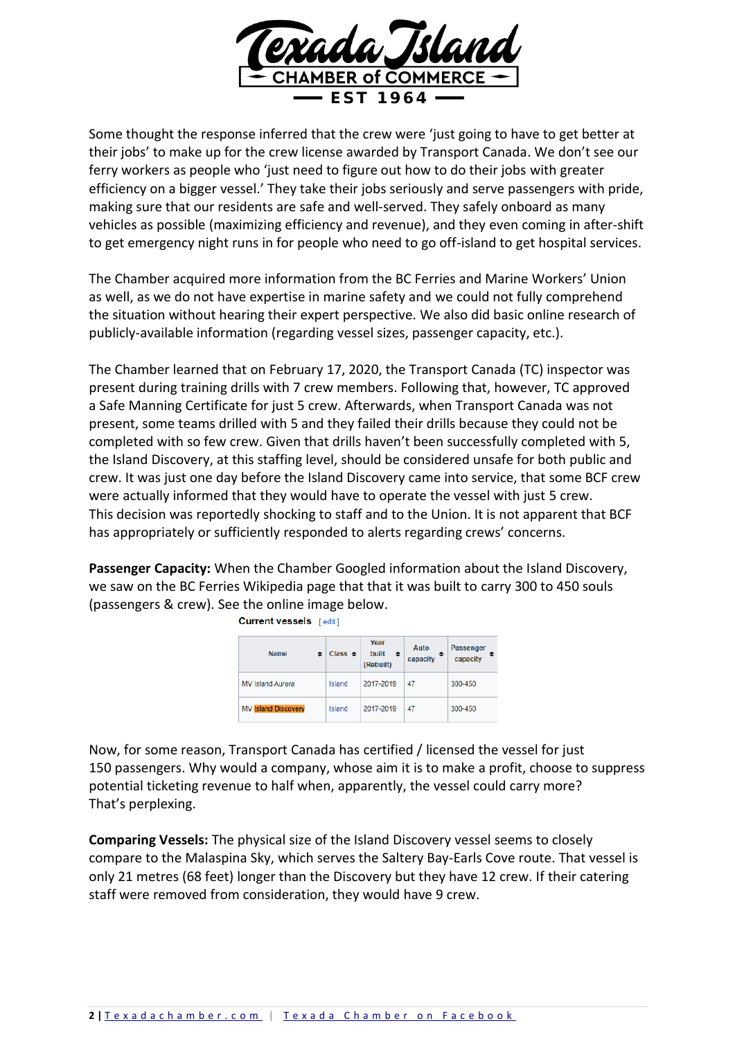Some thought the response inferred that the crew were 'just going to have to get better at their jobs' to make up for the crew license awarded by Transport Canada. We don't see our ferry workers as people who 'just need to figure out how to do their jobs with greater efficiency on a bigger vessel.' They take their jobs seriously and serve passengers with pride, making sure that our residents are safe and well-served. They safely onboard as many vehicles as possible (maximizing efficiency and revenue), and they even coming in after-shift to get emergency night runs in for people who need to go off-island to get hospital services.

The Chamber acquired more information from the BC Ferries and Marine Workers' Union as well, as we do not have expertise in marine safety and we could not fully comprehend the situation without hearing their expert perspective. We also did basic online research of publicly-available information (regarding vessel sizes, passenger capacity, etc.).

The Chamber learned that on February 17, 2020, the Transport Canada (TC) inspector was present during training drills with 7 crew members. Following that, however, TC approved a Safe Manning Certificate for just 5 crew. Afterwards, when Transport Canada was not present, some teams drilled with 5 and they failed their drills because they could not be completed with so few crew. Given that drills haven't been successfully completed with 5, the Island Discovery, at this staffing level, should be considered unsafe for both public and crew. It was just one day before the Island Discovery came into service, that some BCF crew were actually informed that they would have to operate the vessel with just 5 crew. This decision was reportedly shocking to staff and to the Union. It is not apparent that BCF has appropriately or sufficiently responded to alerts regarding crews' concerns.

**Passenger Capacity:** When the Chamber Googled information about the Island Discovery, we saw on the BC Ferries Wikipedia page that that it was built to carry 300 to 450 souls (passengers & crew). See the online image below.

**Current vessels** [edit]

| Name | Class | Year built (Rebuilt) | Auto capacity | Passenger capacity |
|---|---|---|---|---|
| MV Island Aurora | Island | 2017-2019 | 47 | 300-450 |
| MV Island Discovery | Island | 2017-2019 | 47 | 300-450 |

Now, for some reason, Transport Canada has certified / licensed the vessel for just 150 passengers. Why would a company, whose aim it is to make a profit, choose to suppress potential ticketing revenue to half when, apparently, the vessel could carry more? That's perplexing.

**Comparing Vessels:** The physical size of the Island Discovery vessel seems to closely compare to the Malaspina Sky, which serves the Saltery Bay-Earls Cove route. That vessel is only 21 metres (68 feet) longer than the Discovery but they have 12 crew. If their catering staff were removed from consideration, they would have 9 crew.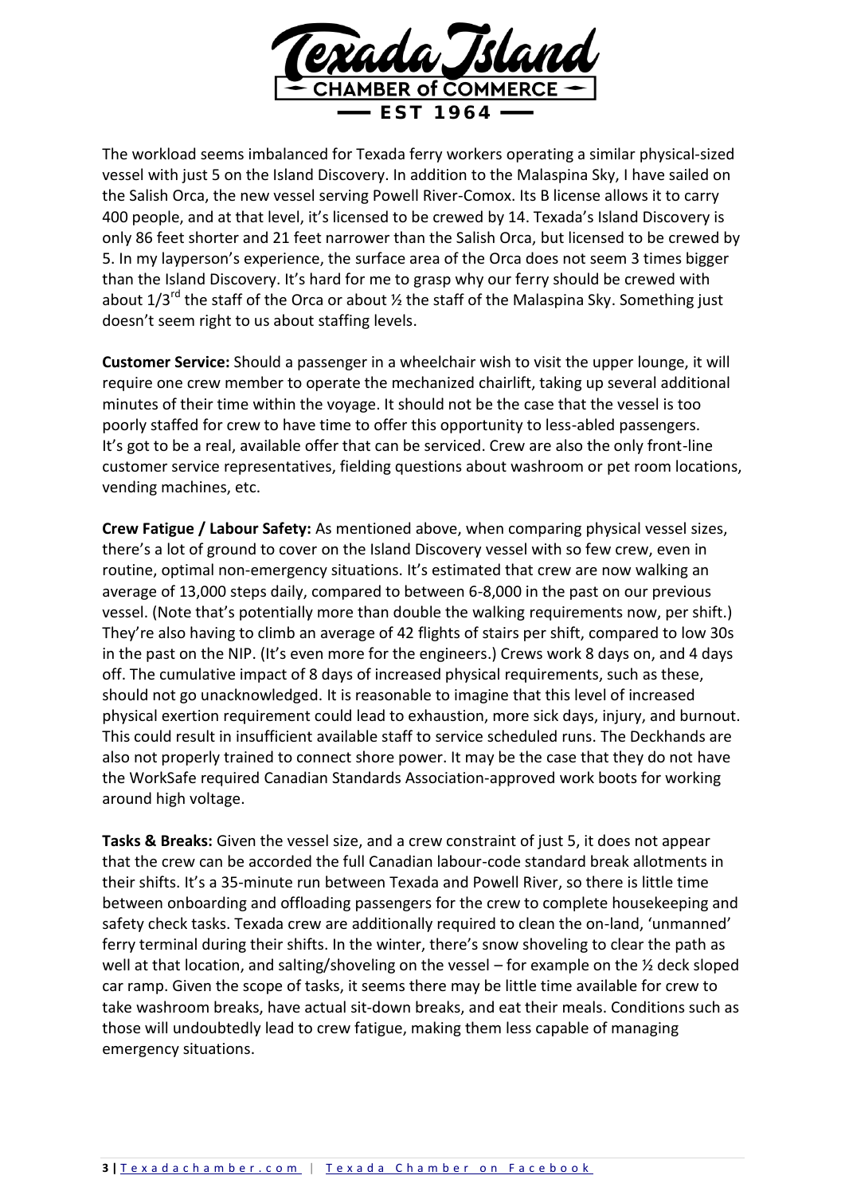The workload seems imbalanced for Texada ferry workers operating a similar physical-sized vessel with just 5 on the Island Discovery. In addition to the Malaspina Sky, I have sailed on the Salish Orca, the new vessel serving Powell River-Comox. Its B license allows it to carry 400 people, and at that level, it's licensed to be crewed by 14. Texada's Island Discovery is only 86 feet shorter and 21 feet narrower than the Salish Orca, but licensed to be crewed by 5. In my layperson's experience, the surface area of the Orca does not seem 3 times bigger than the Island Discovery. It's hard for me to grasp why our ferry should be crewed with about 1/3rd the staff of the Orca or about ½ the staff of the Malaspina Sky. Something just doesn't seem right to us about staffing levels.

**Customer Service:** Should a passenger in a wheelchair wish to visit the upper lounge, it will require one crew member to operate the mechanized chairlift, taking up several additional minutes of their time within the voyage. It should not be the case that the vessel is too poorly staffed for crew to have time to offer this opportunity to less-abled passengers. It's got to be a real, available offer that can be serviced. Crew are also the only front-line customer service representatives, fielding questions about washroom or pet room locations, vending machines, etc.

**Crew Fatigue / Labour Safety:** As mentioned above, when comparing physical vessel sizes, there's a lot of ground to cover on the Island Discovery vessel with so few crew, even in routine, optimal non-emergency situations. It's estimated that crew are now walking an average of 13,000 steps daily, compared to between 6-8,000 in the past on our previous vessel. (Note that's potentially more than double the walking requirements now, per shift.) They're also having to climb an average of 42 flights of stairs per shift, compared to low 30s in the past on the NIP. (It's even more for the engineers.) Crews work 8 days on, and 4 days off. The cumulative impact of 8 days of increased physical requirements, such as these, should not go unacknowledged. It is reasonable to imagine that this level of increased physical exertion requirement could lead to exhaustion, more sick days, injury, and burnout. This could result in insufficient available staff to service scheduled runs. The Deckhands are also not properly trained to connect shore power. It may be the case that they do not have the WorkSafe required Canadian Standards Association-approved work boots for working around high voltage.

**Tasks & Breaks:** Given the vessel size, and a crew constraint of just 5, it does not appear that the crew can be accorded the full Canadian labour-code standard break allotments in their shifts. It's a 35-minute run between Texada and Powell River, so there is little time between onboarding and offloading passengers for the crew to complete housekeeping and safety check tasks. Texada crew are additionally required to clean the on-land, 'unmanned' ferry terminal during their shifts. In the winter, there's snow shoveling to clear the path as well at that location, and salting/shoveling on the vessel – for example on the ½ deck sloped car ramp. Given the scope of tasks, it seems there may be little time available for crew to take washroom breaks, have actual sit-down breaks, and eat their meals. Conditions such as those will undoubtedly lead to crew fatigue, making them less capable of managing emergency situations.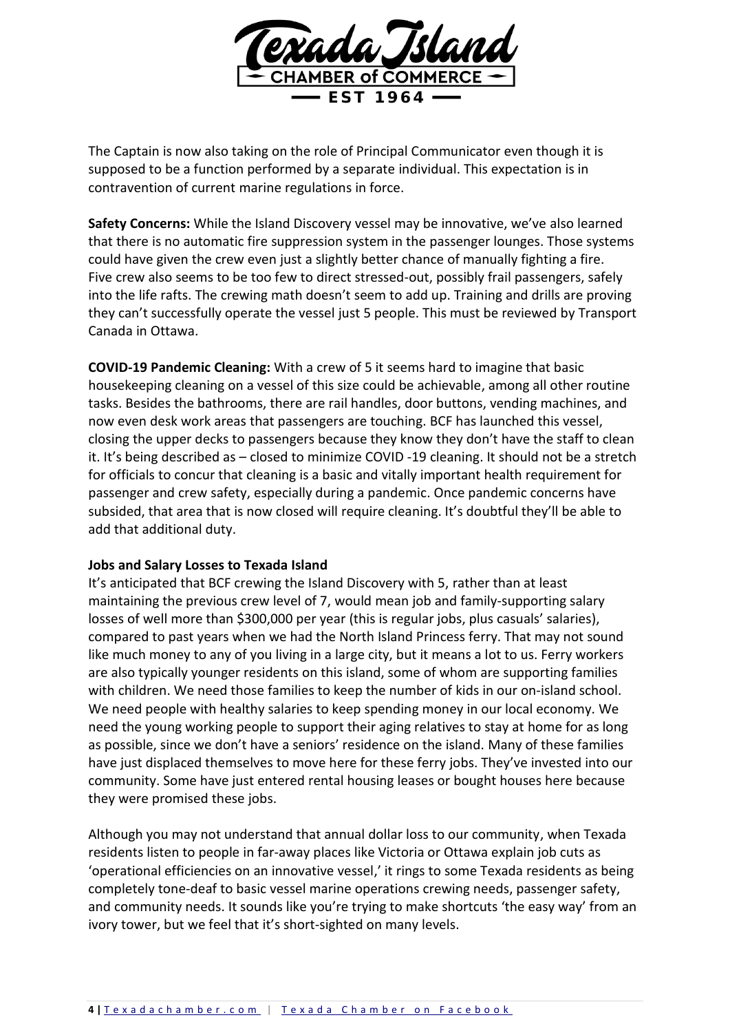The Captain is now also taking on the role of Principal Communicator even though it is supposed to be a function performed by a separate individual. This expectation is in contravention of current marine regulations in force.

**Safety Concerns:** While the Island Discovery vessel may be innovative, we've also learned that there is no automatic fire suppression system in the passenger lounges. Those systems could have given the crew even just a slightly better chance of manually fighting a fire. Five crew also seems to be too few to direct stressed-out, possibly frail passengers, safely into the life rafts. The crewing math doesn't seem to add up. Training and drills are proving they can't successfully operate the vessel just 5 people. This must be reviewed by Transport Canada in Ottawa.

**COVID-19 Pandemic Cleaning:** With a crew of 5 it seems hard to imagine that basic housekeeping cleaning on a vessel of this size could be achievable, among all other routine tasks. Besides the bathrooms, there are rail handles, door buttons, vending machines, and now even desk work areas that passengers are touching. BCF has launched this vessel, closing the upper decks to passengers because they know they don't have the staff to clean it. It's being described as – closed to minimize COVID -19 cleaning. It should not be a stretch for officials to concur that cleaning is a basic and vitally important health requirement for passenger and crew safety, especially during a pandemic. Once pandemic concerns have subsided, that area that is now closed will require cleaning. It's doubtful they'll be able to add that additional duty.

**Jobs and Salary Losses to Texada Island**

It's anticipated that BCF crewing the Island Discovery with 5, rather than at least maintaining the previous crew level of 7, would mean job and family-supporting salary losses of well more than $300,000 per year (this is regular jobs, plus casuals' salaries), compared to past years when we had the North Island Princess ferry. That may not sound like much money to any of you living in a large city, but it means a lot to us. Ferry workers are also typically younger residents on this island, some of whom are supporting families with children. We need those families to keep the number of kids in our on-island school. We need people with healthy salaries to keep spending money in our local economy. We need the young working people to support their aging relatives to stay at home for as long as possible, since we don't have a seniors' residence on the island. Many of these families have just displaced themselves to move here for these ferry jobs. They've invested into our community. Some have just entered rental housing leases or bought houses here because they were promised these jobs.

Although you may not understand that annual dollar loss to our community, when Texada residents listen to people in far-away places like Victoria or Ottawa explain job cuts as 'operational efficiencies on an innovative vessel,' it rings to some Texada residents as being completely tone-deaf to basic vessel marine operations crewing needs, passenger safety, and community needs. It sounds like you're trying to make shortcuts 'the easy way' from an ivory tower, but we feel that it's short-sighted on many levels.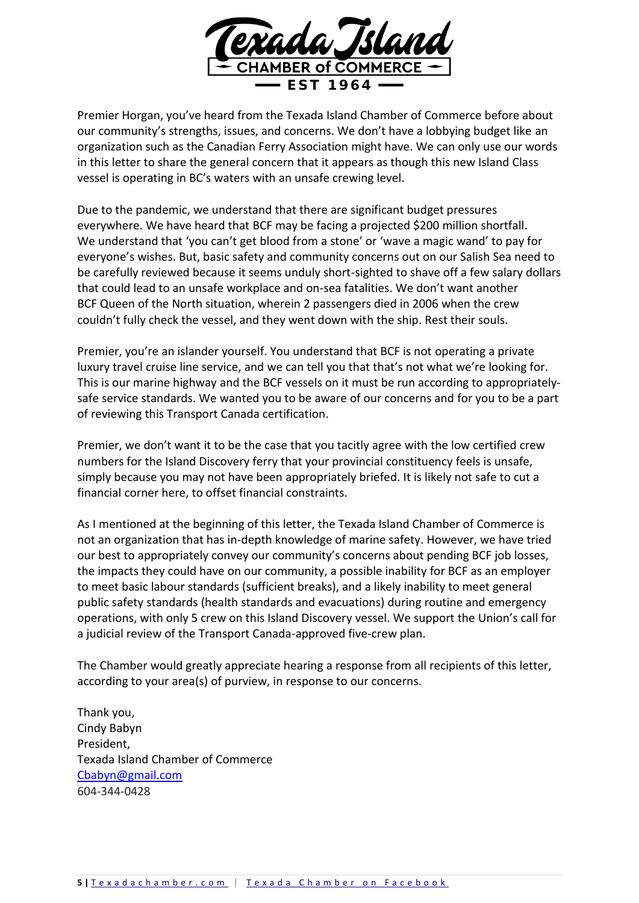Premier Horgan, you've heard from the Texada Island Chamber of Commerce before about our community's strengths, issues, and concerns. We don't have a lobbying budget like an organization such as the Canadian Ferry Association might have. We can only use our words in this letter to share the general concern that it appears as though this new Island Class vessel is operating in BC's waters with an unsafe crewing level.

Due to the pandemic, we understand that there are significant budget pressures everywhere. We have heard that BCF may be facing a projected $200 million shortfall. We understand that 'you can't get blood from a stone' or 'wave a magic wand' to pay for everyone's wishes. But, basic safety and community concerns out on our Salish Sea need to be carefully reviewed because it seems unduly short-sighted to shave off a few salary dollars that could lead to an unsafe workplace and on-sea fatalities. We don't want another BCF Queen of the North situation, wherein 2 passengers died in 2006 when the crew couldn't fully check the vessel, and they went down with the ship. Rest their souls.

Premier, you're an islander yourself. You understand that BCF is not operating a private luxury travel cruise line service, and we can tell you that that's not what we're looking for. This is our marine highway and the BCF vessels on it must be run according to appropriately-safe service standards. We wanted you to be aware of our concerns and for you to be a part of reviewing this Transport Canada certification.

Premier, we don't want it to be the case that you tacitly agree with the low certified crew numbers for the Island Discovery ferry that your provincial constituency feels is unsafe, simply because you may not have been appropriately briefed. It is likely not safe to cut a financial corner here, to offset financial constraints.

As I mentioned at the beginning of this letter, the Texada Island Chamber of Commerce is not an organization that has in-depth knowledge of marine safety. However, we have tried our best to appropriately convey our community's concerns about pending BCF job losses, the impacts they could have on our community, a possible inability for BCF as an employer to meet basic labour standards (sufficient breaks), and a likely inability to meet general public safety standards (health standards and evacuations) during routine and emergency operations, with only 5 crew on this Island Discovery vessel. We support the Union's call for a judicial review of the Transport Canada-approved five-crew plan.

The Chamber would greatly appreciate hearing a response from all recipients of this letter, according to your area(s) of purview, in response to our concerns.

Thank you,
Cindy Babyn
President,
Texada Island Chamber of Commerce
Cbabyn@gmail.com
604-344-0428